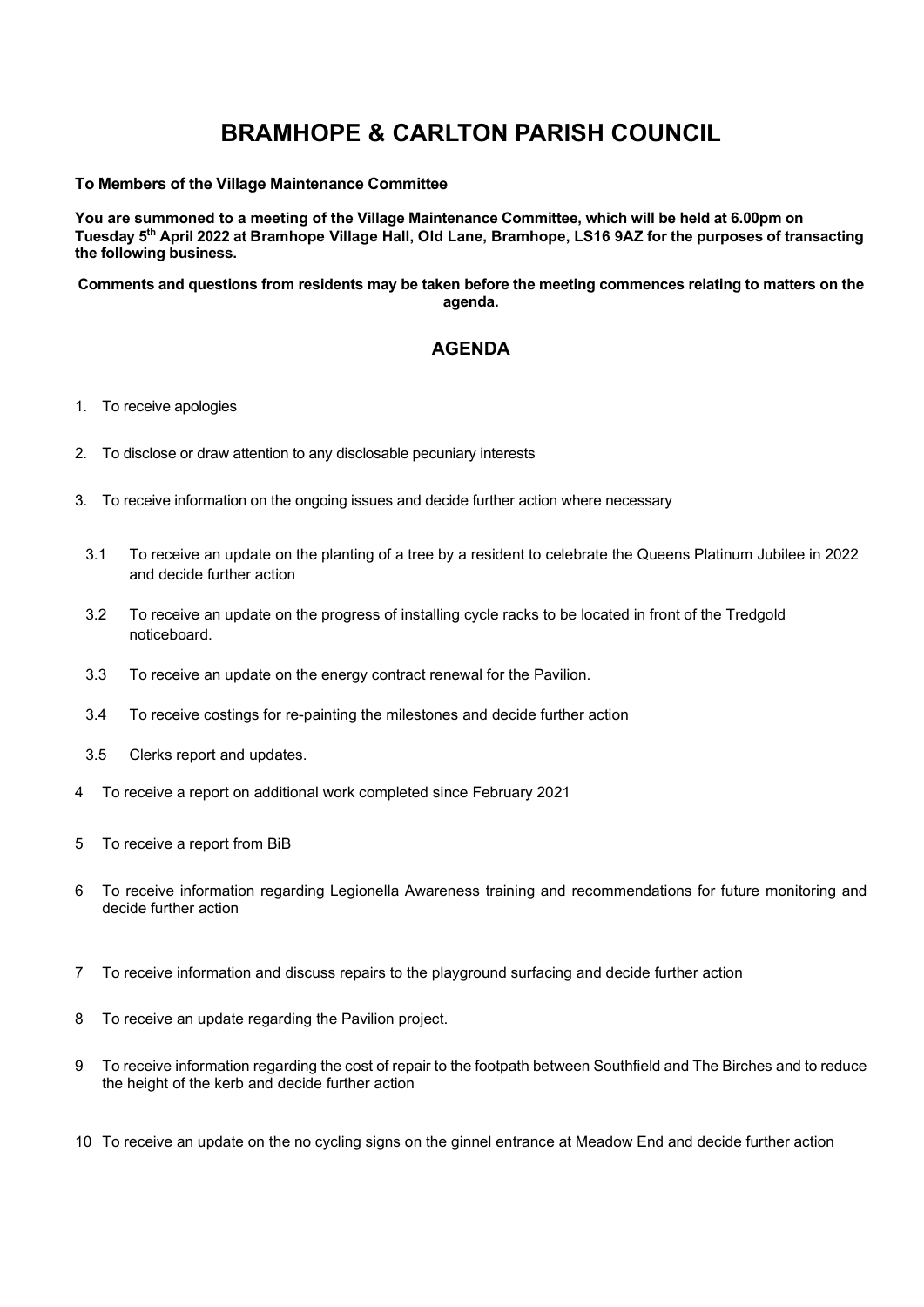# BRAMHOPE & CARLTON PARISH COUNCIL

**To Members of the Village Maintenance Committee**

**You are summoned to a meeting of the Village Maintenance Committee, which will be held at 6.00pm on Tuesday 5th April 2022 at Bramhope Village Hall, Old Lane, Bramhope, LS16 9AZ for the purposes of transacting the following business.**

**Comments and questions from residents may be taken before the meeting commences relating to matters on the agenda.**

## AGENDA

1. To receive apologies

2. To disclose or draw attention to any disclosable pecuniary interests

3. To receive information on the ongoing issues and decide further action where necessary

   3.1 To receive an update on the planting of a tree by a resident to celebrate the Queens Platinum Jubilee in 2022 and decide further action

   3.2 To receive an update on the progress of installing cycle racks to be located in front of the Tredgold noticeboard.

   3.3 To receive an update on the energy contract renewal for the Pavilion.

   3.4 To receive costings for re-painting the milestones and decide further action

   3.5 Clerks report and updates.

4. To receive a report on additional work completed since February 2021

5. To receive a report from BiB

6. To receive information regarding Legionella Awareness training and recommendations for future monitoring and decide further action

7. To receive information and discuss repairs to the playground surfacing and decide further action

8. To receive an update regarding the Pavilion project.

9. To receive information regarding the cost of repair to the footpath between Southfield and The Birches and to reduce the height of the kerb and decide further action

10. To receive an update on the no cycling signs on the ginnel entrance at Meadow End and decide further action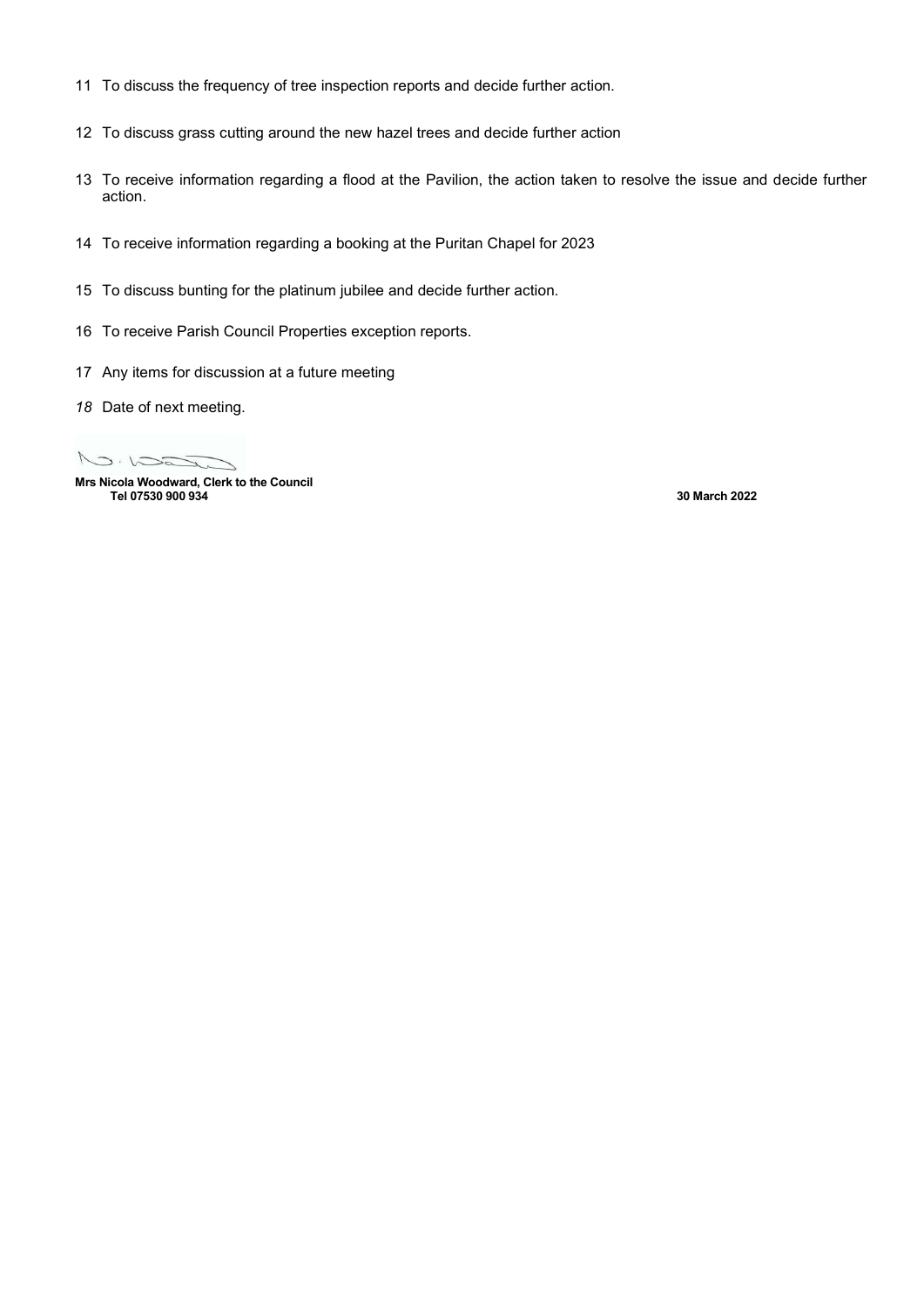11 To discuss the frequency of tree inspection reports and decide further action.

12 To discuss grass cutting around the new hazel trees and decide further action

13 To receive information regarding a flood at the Pavilion, the action taken to resolve the issue and decide further action.

14 To receive information regarding a booking at the Puritan Chapel for 2023

15 To discuss bunting for the platinum jubilee and decide further action.

16 To receive Parish Council Properties exception reports.

17 Any items for discussion at a future meeting

*18* Date of next meeting.

**Mrs Nicola Woodward, Clerk to the Council**
**Tel 07530 900 934**

**30 March 2022**